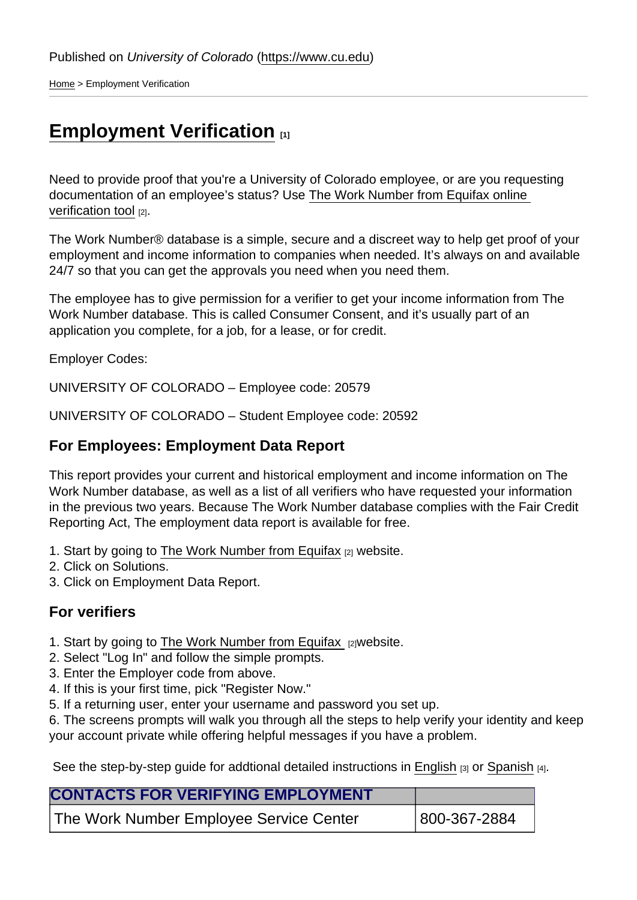Published on *University of Colorado* (https://www.cu.edu)

Home > Employment Verification

# Employment Verification [1]

Need to provide proof that you're a University of Colorado employee, or are you requesting documentation of an employee's status? Use The Work Number from Equifax online verification tool [2].

The Work Number® database is a simple, secure and a discreet way to help get proof of your employment and income information to companies when needed. It's always on and available 24/7 so that you can get the approvals you need when you need them.

The employee has to give permission for a verifier to get your income information from The Work Number database. This is called Consumer Consent, and it's usually part of an application you complete, for a job, for a lease, or for credit.

Employer Codes:

UNIVERSITY OF COLORADO – Employee code: 20579

UNIVERSITY OF COLORADO – Student Employee code: 20592

## For Employees: Employment Data Report

This report provides your current and historical employment and income information on The Work Number database, as well as a list of all verifiers who have requested your information in the previous two years. Because The Work Number database complies with the Fair Credit Reporting Act, The employment data report is available for free.

1. Start by going to The Work Number from Equifax [2] website.
2. Click on Solutions.
3. Click on Employment Data Report.

## For verifiers

1. Start by going to The Work Number from Equifax [2] website.
2. Select "Log In" and follow the simple prompts.
3. Enter the Employer code from above.
4. If this is your first time, pick "Register Now."
5. If a returning user, enter your username and password you set up.
6. The screens prompts will walk you through all the steps to help verify your identity and keep your account private while offering helpful messages if you have a problem.

See the step-by-step guide for addtional detailed instructions in English [3] or Spanish [4].

| CONTACTS FOR VERIFYING EMPLOYMENT | |
|---|---|
| The Work Number Employee Service Center | 800-367-2884 |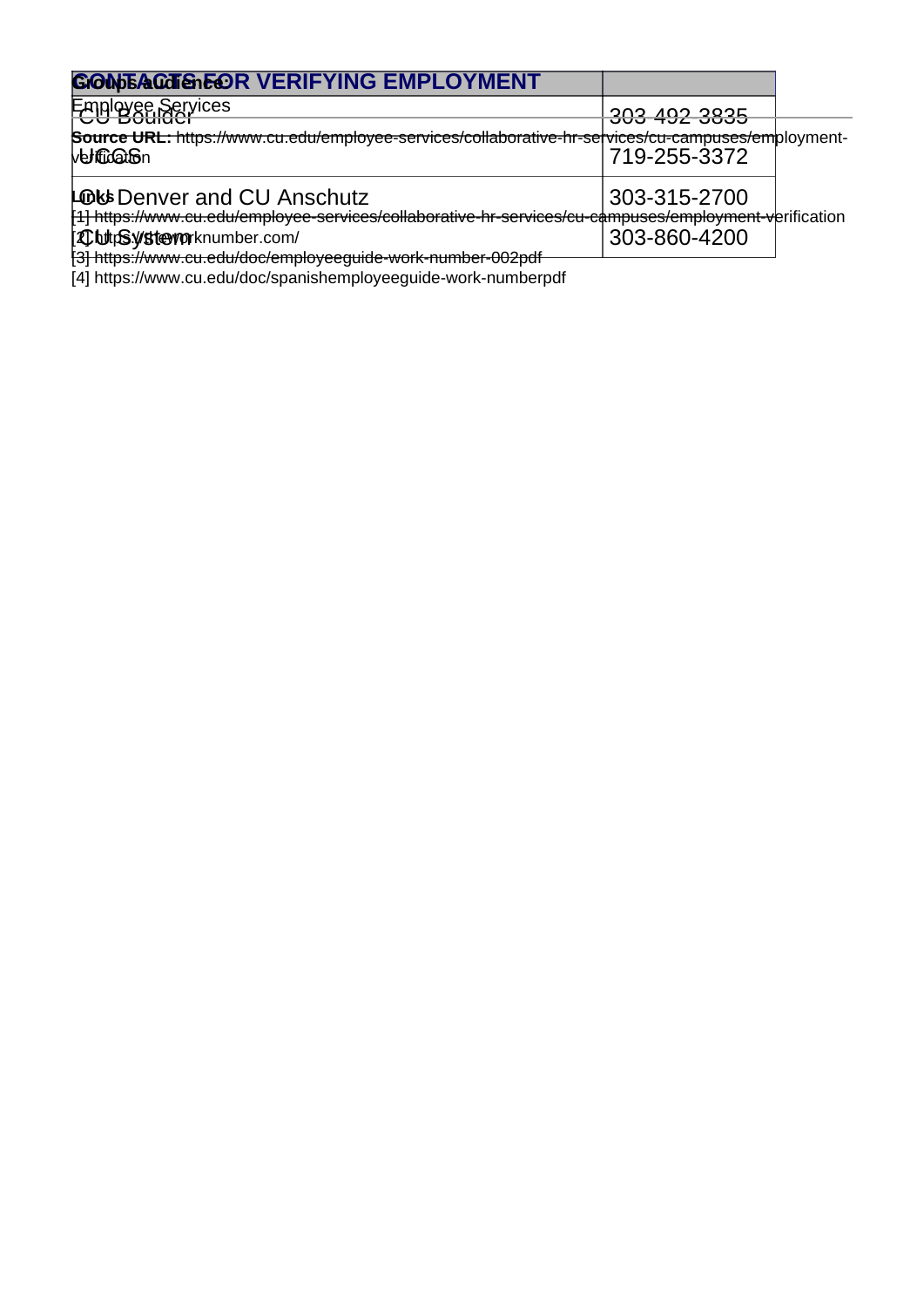| CONTACTS FOR VERIFYING EMPLOYMENT | |
|---|---|
| CU Boulder | 303-492-3835 |
| UCCS | 719-255-3372 |
| CU Denver and CU Anschutz | 303-315-2700 |
| CU System | 303-860-4200 |

**Groups audience:** Employee Services

**Source URL:** https://www.cu.edu/employee-services/collaborative-hr-services/cu-campuses/employment-verification

**Links**

[1] https://www.cu.edu/employee-services/collaborative-hr-services/cu-campuses/employment-verification
[2] https://theworknumber.com/
[3] https://www.cu.edu/doc/employeeguide-work-number-002pdf
[4] https://www.cu.edu/doc/spanishemployeeguide-work-numberpdf